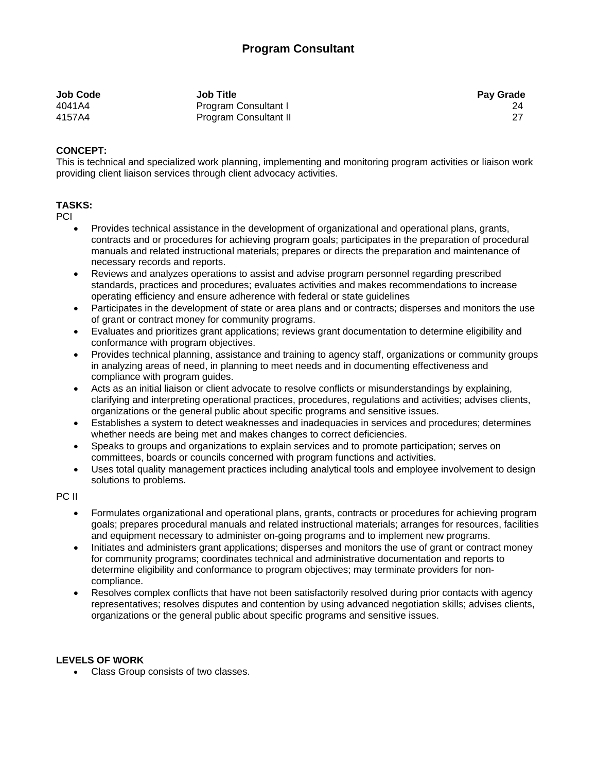# Program Consultant

| Job Code | Job Title | Pay Grade |
|---|---|---|
| 4041A4 | Program Consultant I | 24 |
| 4157A4 | Program Consultant II | 27 |

**CONCEPT:**
This is technical and specialized work planning, implementing and monitoring program activities or liaison work providing client liaison services through client advocacy activities.

**TASKS:**
PCI

- Provides technical assistance in the development of organizational and operational plans, grants, contracts and or procedures for achieving program goals; participates in the preparation of procedural manuals and related instructional materials; prepares or directs the preparation and maintenance of necessary records and reports.
- Reviews and analyzes operations to assist and advise program personnel regarding prescribed standards, practices and procedures; evaluates activities and makes recommendations to increase operating efficiency and ensure adherence with federal or state guidelines
- Participates in the development of state or area plans and or contracts; disperses and monitors the use of grant or contract money for community programs.
- Evaluates and prioritizes grant applications; reviews grant documentation to determine eligibility and conformance with program objectives.
- Provides technical planning, assistance and training to agency staff, organizations or community groups in analyzing areas of need, in planning to meet needs and in documenting effectiveness and compliance with program guides.
- Acts as an initial liaison or client advocate to resolve conflicts or misunderstandings by explaining, clarifying and interpreting operational practices, procedures, regulations and activities; advises clients, organizations or the general public about specific programs and sensitive issues.
- Establishes a system to detect weaknesses and inadequacies in services and procedures; determines whether needs are being met and makes changes to correct deficiencies.
- Speaks to groups and organizations to explain services and to promote participation; serves on committees, boards or councils concerned with program functions and activities.
- Uses total quality management practices including analytical tools and employee involvement to design solutions to problems.

PC II

- Formulates organizational and operational plans, grants, contracts or procedures for achieving program goals; prepares procedural manuals and related instructional materials; arranges for resources, facilities and equipment necessary to administer on-going programs and to implement new programs.
- Initiates and administers grant applications; disperses and monitors the use of grant or contract money for community programs; coordinates technical and administrative documentation and reports to determine eligibility and conformance to program objectives; may terminate providers for non-compliance.
- Resolves complex conflicts that have not been satisfactorily resolved during prior contacts with agency representatives; resolves disputes and contention by using advanced negotiation skills; advises clients, organizations or the general public about specific programs and sensitive issues.

**LEVELS OF WORK**

- Class Group consists of two classes.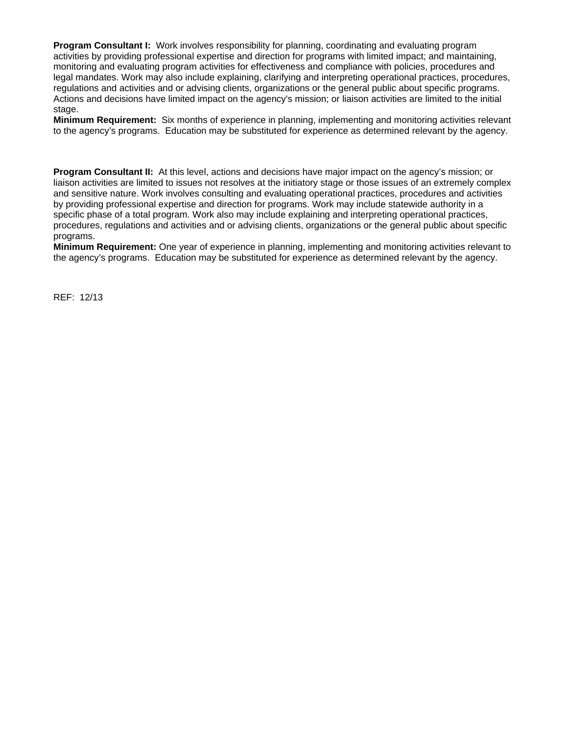**Program Consultant I:** Work involves responsibility for planning, coordinating and evaluating program activities by providing professional expertise and direction for programs with limited impact; and maintaining, monitoring and evaluating program activities for effectiveness and compliance with policies, procedures and legal mandates. Work may also include explaining, clarifying and interpreting operational practices, procedures, regulations and activities and or advising clients, organizations or the general public about specific programs. Actions and decisions have limited impact on the agency's mission; or liaison activities are limited to the initial stage.
**Minimum Requirement:** Six months of experience in planning, implementing and monitoring activities relevant to the agency's programs. Education may be substituted for experience as determined relevant by the agency.

**Program Consultant II:** At this level, actions and decisions have major impact on the agency's mission; or liaison activities are limited to issues not resolves at the initiatory stage or those issues of an extremely complex and sensitive nature. Work involves consulting and evaluating operational practices, procedures and activities by providing professional expertise and direction for programs. Work may include statewide authority in a specific phase of a total program. Work also may include explaining and interpreting operational practices, procedures, regulations and activities and or advising clients, organizations or the general public about specific programs.
**Minimum Requirement:** One year of experience in planning, implementing and monitoring activities relevant to the agency's programs. Education may be substituted for experience as determined relevant by the agency.

REF: 12/13